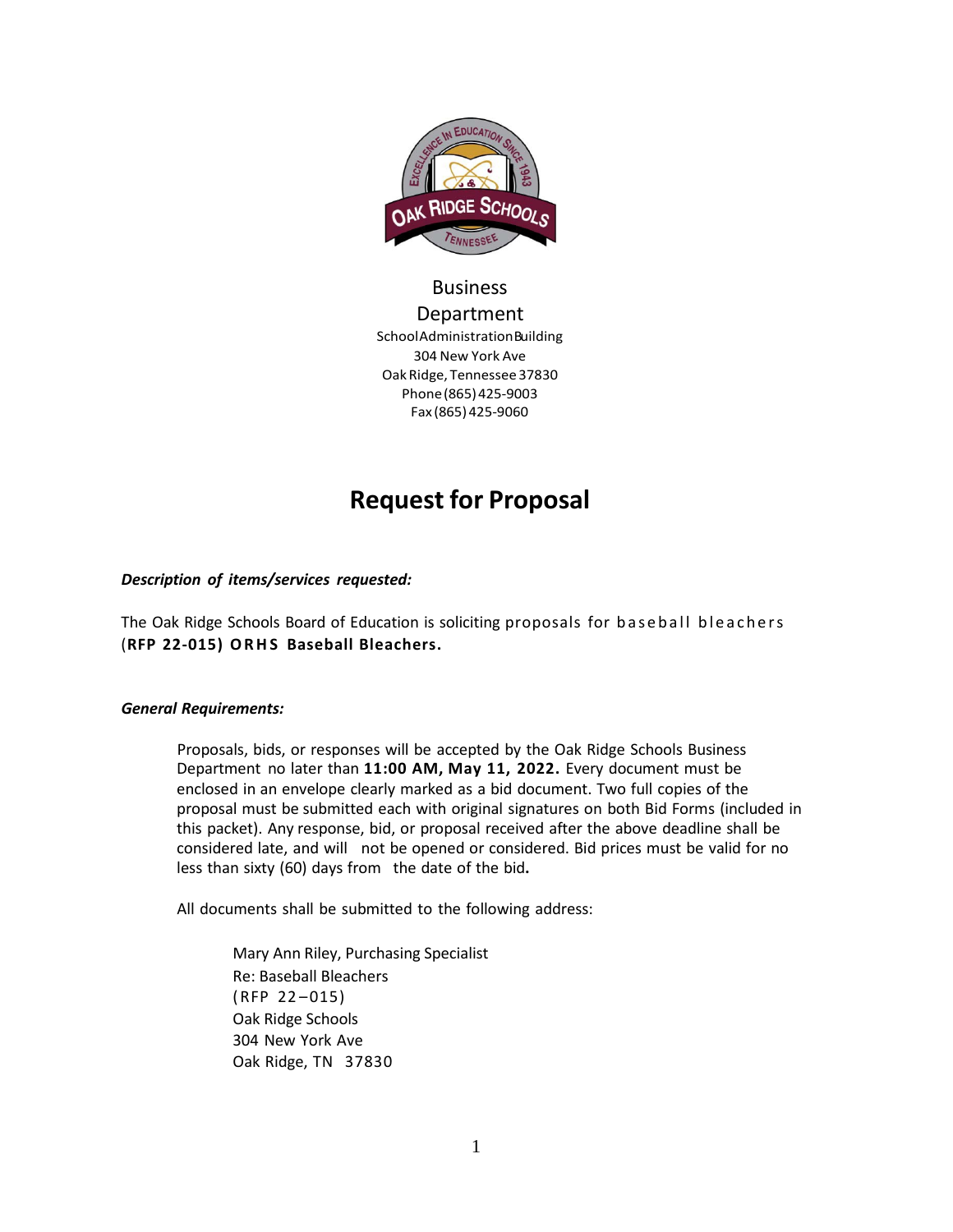Business Department
School Administration Building
304 New York Ave
Oak Ridge, Tennessee 37830
Phone (865) 425-9003
Fax (865) 425-9060

# Request for Proposal

***Description of items/services requested:***

The Oak Ridge Schools Board of Education is soliciting proposals for baseball bleachers (**RFP 22-015) ORHS Baseball Bleachers.**

***General Requirements:***

Proposals, bids, or responses will be accepted by the Oak Ridge Schools Business Department no later than **11:00 AM, May 11, 2022.** Every document must be enclosed in an envelope clearly marked as a bid document. Two full copies of the proposal must be submitted each with original signatures on both Bid Forms (included in this packet). Any response, bid, or proposal received after the above deadline shall be considered late, and will not be opened or considered. Bid prices must be valid for no less than sixty (60) days from the date of the bid**.**

All documents shall be submitted to the following address:

Mary Ann Riley, Purchasing Specialist
Re: Baseball Bleachers
(RFP 22–015)
Oak Ridge Schools
304 New York Ave
Oak Ridge, TN 37830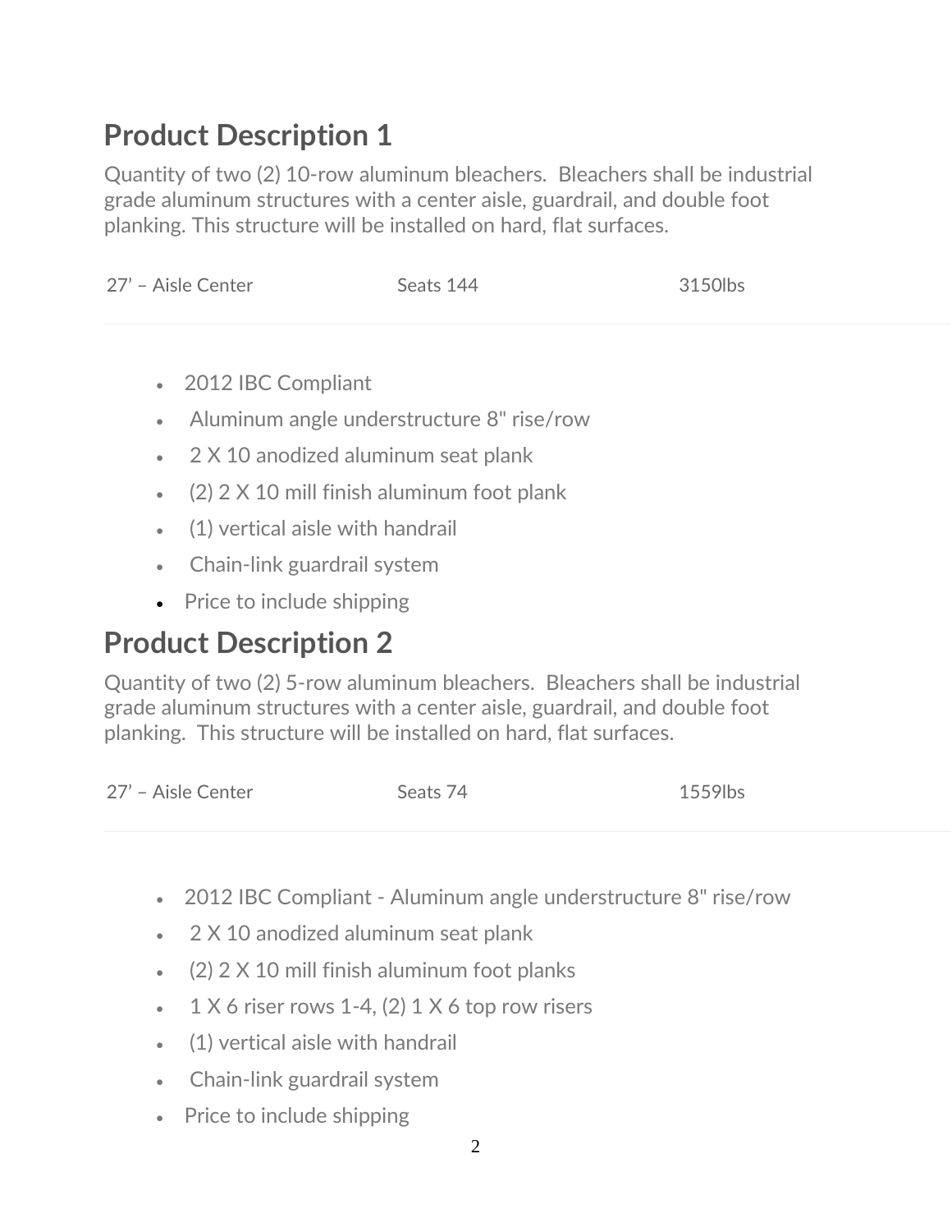## Product Description 1

Quantity of two (2) 10-row aluminum bleachers. Bleachers shall be industrial grade aluminum structures with a center aisle, guardrail, and double foot planking. This structure will be installed on hard, flat surfaces.

| 27' – Aisle Center | Seats 144 | 3150lbs |
|---|---|---|

- 2012 IBC Compliant
- Aluminum angle understructure 8" rise/row
- 2 X 10 anodized aluminum seat plank
- (2) 2 X 10 mill finish aluminum foot plank
- (1) vertical aisle with handrail
- Chain-link guardrail system
- Price to include shipping

## Product Description 2

Quantity of two (2) 5-row aluminum bleachers. Bleachers shall be industrial grade aluminum structures with a center aisle, guardrail, and double foot planking. This structure will be installed on hard, flat surfaces.

| 27' – Aisle Center | Seats 74 | 1559lbs |
|---|---|---|

- 2012 IBC Compliant - Aluminum angle understructure 8" rise/row
- 2 X 10 anodized aluminum seat plank
- (2) 2 X 10 mill finish aluminum foot planks
- 1 X 6 riser rows 1-4, (2) 1 X 6 top row risers
- (1) vertical aisle with handrail
- Chain-link guardrail system
- Price to include shipping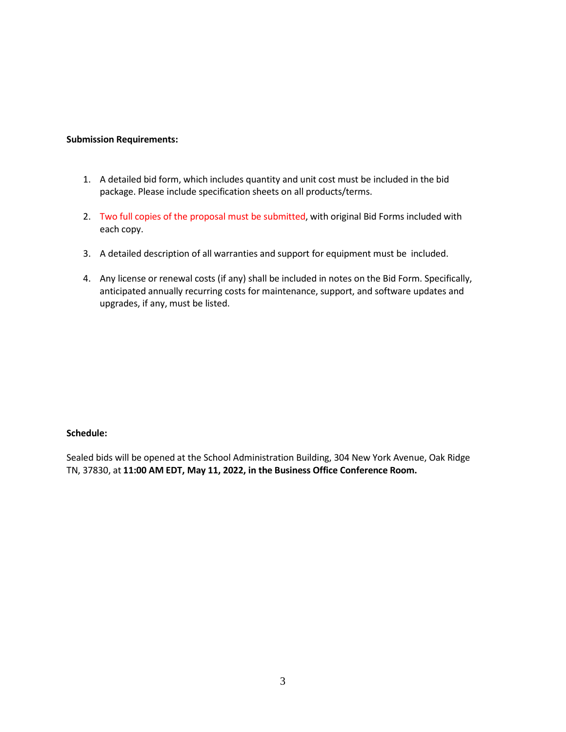**Submission Requirements:**

1. A detailed bid form, which includes quantity and unit cost must be included in the bid package. Please include specification sheets on all products/terms.

2. Two full copies of the proposal must be submitted, with original Bid Forms included with each copy.

3. A detailed description of all warranties and support for equipment must be included.

4. Any license or renewal costs (if any) shall be included in notes on the Bid Form. Specifically, anticipated annually recurring costs for maintenance, support, and software updates and upgrades, if any, must be listed.

**Schedule:**

Sealed bids will be opened at the School Administration Building, 304 New York Avenue, Oak Ridge TN, 37830, at **11:00 AM EDT, May 11, 2022, in the Business Office Conference Room.**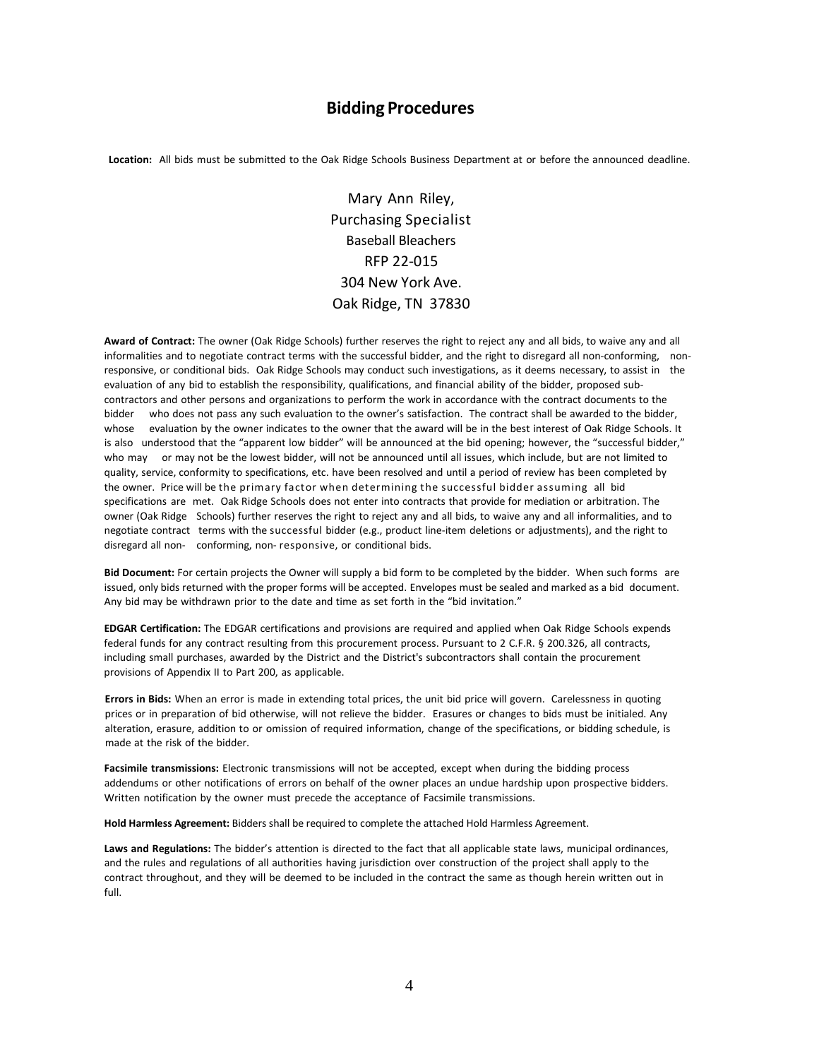## Bidding Procedures

**Location:** All bids must be submitted to the Oak Ridge Schools Business Department at or before the announced deadline.

Mary Ann Riley,
Purchasing Specialist
Baseball Bleachers
RFP 22-015
304 New York Ave.
Oak Ridge, TN 37830

**Award of Contract:** The owner (Oak Ridge Schools) further reserves the right to reject any and all bids, to waive any and all informalities and to negotiate contract terms with the successful bidder, and the right to disregard all non-conforming, non-responsive, or conditional bids. Oak Ridge Schools may conduct such investigations, as it deems necessary, to assist in the evaluation of any bid to establish the responsibility, qualifications, and financial ability of the bidder, proposed sub-contractors and other persons and organizations to perform the work in accordance with the contract documents to the bidder who does not pass any such evaluation to the owner's satisfaction. The contract shall be awarded to the bidder, whose evaluation by the owner indicates to the owner that the award will be in the best interest of Oak Ridge Schools. It is also understood that the "apparent low bidder" will be announced at the bid opening; however, the "successful bidder," who may or may not be the lowest bidder, will not be announced until all issues, which include, but are not limited to quality, service, conformity to specifications, etc. have been resolved and until a period of review has been completed by the owner. Price will be the primary factor when determining the successful bidder assuming all bid specifications are met. Oak Ridge Schools does not enter into contracts that provide for mediation or arbitration. The owner (Oak Ridge Schools) further reserves the right to reject any and all bids, to waive any and all informalities, and to negotiate contract terms with the successful bidder (e.g., product line-item deletions or adjustments), and the right to disregard all non- conforming, non- responsive, or conditional bids.

**Bid Document:** For certain projects the Owner will supply a bid form to be completed by the bidder. When such forms are issued, only bids returned with the proper forms will be accepted. Envelopes must be sealed and marked as a bid document. Any bid may be withdrawn prior to the date and time as set forth in the "bid invitation."

**EDGAR Certification:** The EDGAR certifications and provisions are required and applied when Oak Ridge Schools expends federal funds for any contract resulting from this procurement process. Pursuant to 2 C.F.R. § 200.326, all contracts, including small purchases, awarded by the District and the District's subcontractors shall contain the procurement provisions of Appendix II to Part 200, as applicable.

**Errors in Bids:** When an error is made in extending total prices, the unit bid price will govern. Carelessness in quoting prices or in preparation of bid otherwise, will not relieve the bidder. Erasures or changes to bids must be initialed. Any alteration, erasure, addition to or omission of required information, change of the specifications, or bidding schedule, is made at the risk of the bidder.

**Facsimile transmissions:** Electronic transmissions will not be accepted, except when during the bidding process addendums or other notifications of errors on behalf of the owner places an undue hardship upon prospective bidders. Written notification by the owner must precede the acceptance of Facsimile transmissions.

**Hold Harmless Agreement:** Bidders shall be required to complete the attached Hold Harmless Agreement.

**Laws and Regulations:** The bidder's attention is directed to the fact that all applicable state laws, municipal ordinances, and the rules and regulations of all authorities having jurisdiction over construction of the project shall apply to the contract throughout, and they will be deemed to be included in the contract the same as though herein written out in full.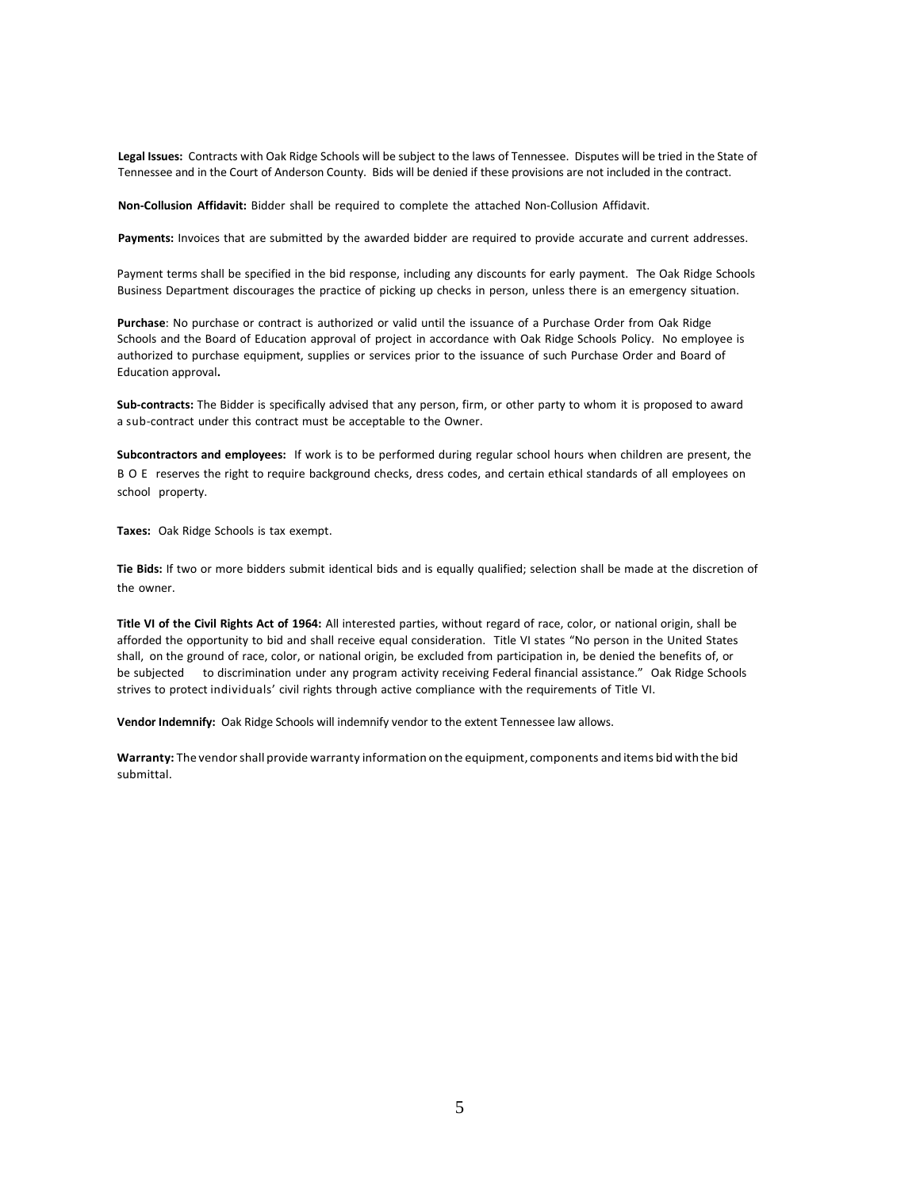**Legal Issues:** Contracts with Oak Ridge Schools will be subject to the laws of Tennessee. Disputes will be tried in the State of Tennessee and in the Court of Anderson County. Bids will be denied if these provisions are not included in the contract.

**Non-Collusion Affidavit:** Bidder shall be required to complete the attached Non-Collusion Affidavit.

**Payments:** Invoices that are submitted by the awarded bidder are required to provide accurate and current addresses.

Payment terms shall be specified in the bid response, including any discounts for early payment. The Oak Ridge Schools Business Department discourages the practice of picking up checks in person, unless there is an emergency situation.

**Purchase**: No purchase or contract is authorized or valid until the issuance of a Purchase Order from Oak Ridge Schools and the Board of Education approval of project in accordance with Oak Ridge Schools Policy. No employee is authorized to purchase equipment, supplies or services prior to the issuance of such Purchase Order and Board of Education approval**.**

**Sub-contracts:** The Bidder is specifically advised that any person, firm, or other party to whom it is proposed to award a sub-contract under this contract must be acceptable to the Owner.

**Subcontractors and employees:** If work is to be performed during regular school hours when children are present, the B O E reserves the right to require background checks, dress codes, and certain ethical standards of all employees on school property.

**Taxes:** Oak Ridge Schools is tax exempt.

**Tie Bids:** If two or more bidders submit identical bids and is equally qualified; selection shall be made at the discretion of the owner.

**Title VI of the Civil Rights Act of 1964:** All interested parties, without regard of race, color, or national origin, shall be afforded the opportunity to bid and shall receive equal consideration. Title VI states "No person in the United States shall, on the ground of race, color, or national origin, be excluded from participation in, be denied the benefits of, or be subjected to discrimination under any program activity receiving Federal financial assistance." Oak Ridge Schools strives to protect individuals' civil rights through active compliance with the requirements of Title VI.

**Vendor Indemnify:** Oak Ridge Schools will indemnify vendor to the extent Tennessee law allows.

**Warranty:** The vendor shall provide warranty information on the equipment, components and items bid with the bid submittal.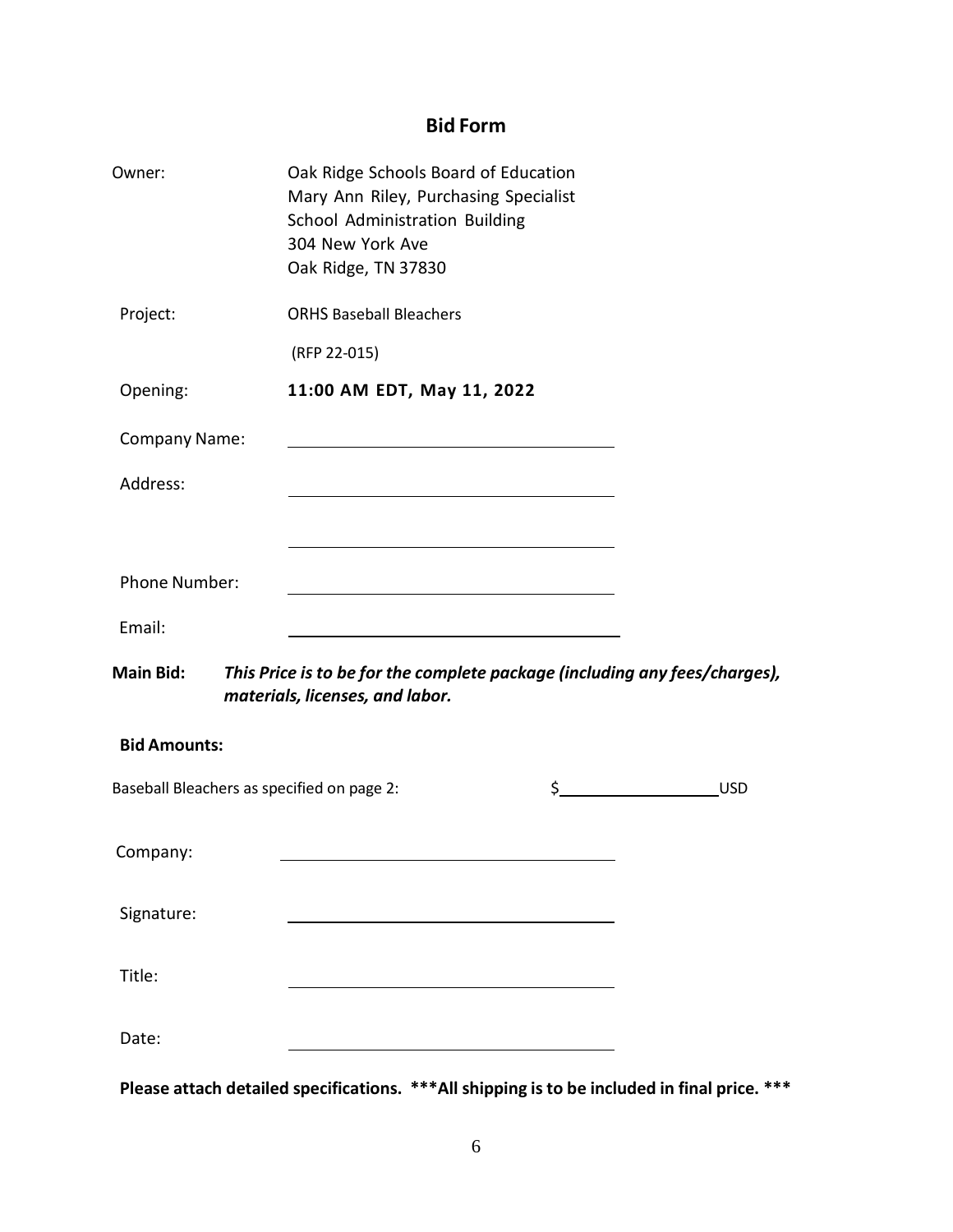## Bid Form

Owner: Oak Ridge Schools Board of Education
Mary Ann Riley, Purchasing Specialist
School Administration Building
304 New York Ave
Oak Ridge, TN 37830

Project: ORHS Baseball Bleachers
(RFP 22-015)

Opening: **11:00 AM EDT, May 11, 2022**

Company Name: ______________________________

Address: ______________________________

______________________________

Phone Number: ______________________________

Email: ______________________________

**Main Bid:** ***This Price is to be for the complete package (including any fees/charges), materials, licenses, and labor.***

**Bid Amounts:**

Baseball Bleachers as specified on page 2: $______________ USD

Company: ______________________________

Signature: ______________________________

Title: ______________________________

Date: ______________________________

**Please attach detailed specifications. \*\*\*All shipping is to be included in final price. \*\*\***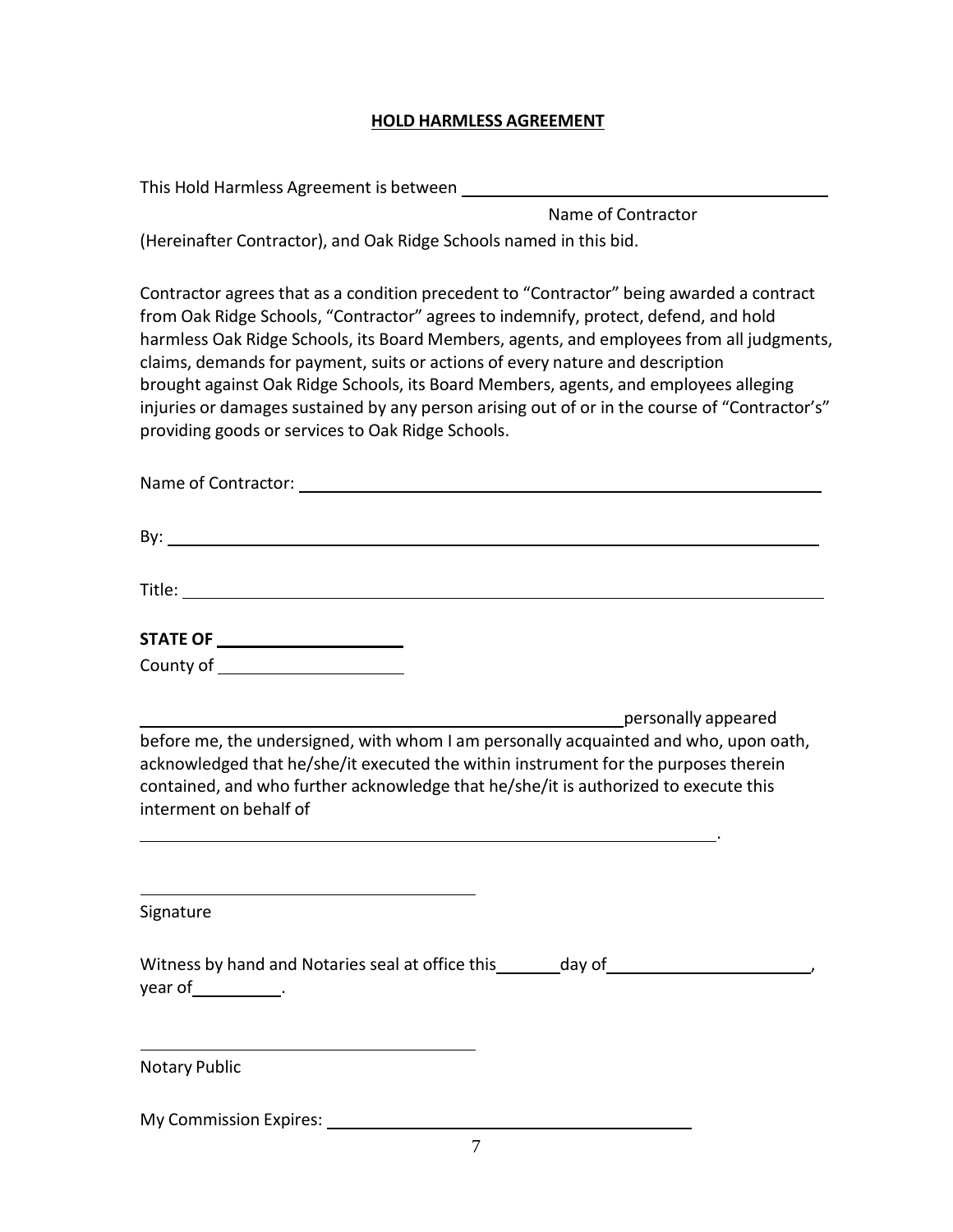**HOLD HARMLESS AGREEMENT**

This Hold Harmless Agreement is between ______________________________________

Name of Contractor

(Hereinafter Contractor), and Oak Ridge Schools named in this bid.

Contractor agrees that as a condition precedent to "Contractor" being awarded a contract from Oak Ridge Schools, "Contractor" agrees to indemnify, protect, defend, and hold harmless Oak Ridge Schools, its Board Members, agents, and employees from all judgments, claims, demands for payment, suits or actions of every nature and description brought against Oak Ridge Schools, its Board Members, agents, and employees alleging injuries or damages sustained by any person arising out of or in the course of "Contractor's" providing goods or services to Oak Ridge Schools.

Name of Contractor: ______________________________________________

By: ______________________________________________

Title: ______________________________________________

**STATE OF** ____________________

County of ____________________

______________________________________________ personally appeared before me, the undersigned, with whom I am personally acquainted and who, upon oath, acknowledged that he/she/it executed the within instrument for the purposes therein contained, and who further acknowledge that he/she/it is authorized to execute this interment on behalf of

______________________________________________.

______________________________

Signature

Witness by hand and Notaries seal at office this ______ day of ____________________, year of __________.

______________________________

Notary Public

My Commission Expires: ______________________________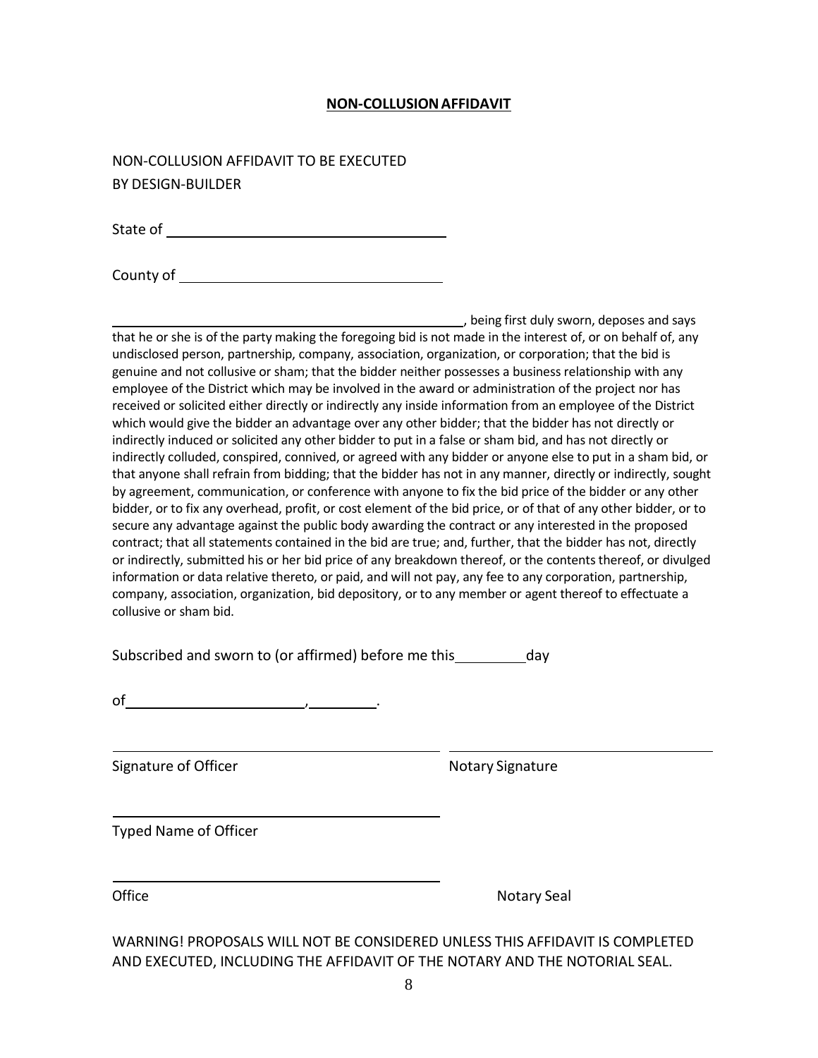## **NON-COLLUSION AFFIDAVIT**

NON-COLLUSION AFFIDAVIT TO BE EXECUTED
BY DESIGN-BUILDER

State of ____________________________________

County of __________________________________

__________________________________________________, being first duly sworn, deposes and says that he or she is of the party making the foregoing bid is not made in the interest of, or on behalf of, any undisclosed person, partnership, company, association, organization, or corporation; that the bid is genuine and not collusive or sham; that the bidder neither possesses a business relationship with any employee of the District which may be involved in the award or administration of the project nor has received or solicited either directly or indirectly any inside information from an employee of the District which would give the bidder an advantage over any other bidder; that the bidder has not directly or indirectly induced or solicited any other bidder to put in a false or sham bid, and has not directly or indirectly colluded, conspired, connived, or agreed with any bidder or anyone else to put in a sham bid, or that anyone shall refrain from bidding; that the bidder has not in any manner, directly or indirectly, sought by agreement, communication, or conference with anyone to fix the bid price of the bidder or any other bidder, or to fix any overhead, profit, or cost element of the bid price, or of that of any other bidder, or to secure any advantage against the public body awarding the contract or any interested in the proposed contract; that all statements contained in the bid are true; and, further, that the bidder has not, directly or indirectly, submitted his or her bid price of any breakdown thereof, or the contents thereof, or divulged information or data relative thereto, or paid, and will not pay, any fee to any corporation, partnership, company, association, organization, bid depository, or to any member or agent thereof to effectuate a collusive or sham bid.

Subscribed and sworn to (or affirmed) before me this __________ day

of ________________________, __________.

____________________________________ ____________________________________

Signature of Officer Notary Signature

____________________________________

Typed Name of Officer

____________________________________

Office Notary Seal

WARNING! PROPOSALS WILL NOT BE CONSIDERED UNLESS THIS AFFIDAVIT IS COMPLETED AND EXECUTED, INCLUDING THE AFFIDAVIT OF THE NOTARY AND THE NOTORIAL SEAL.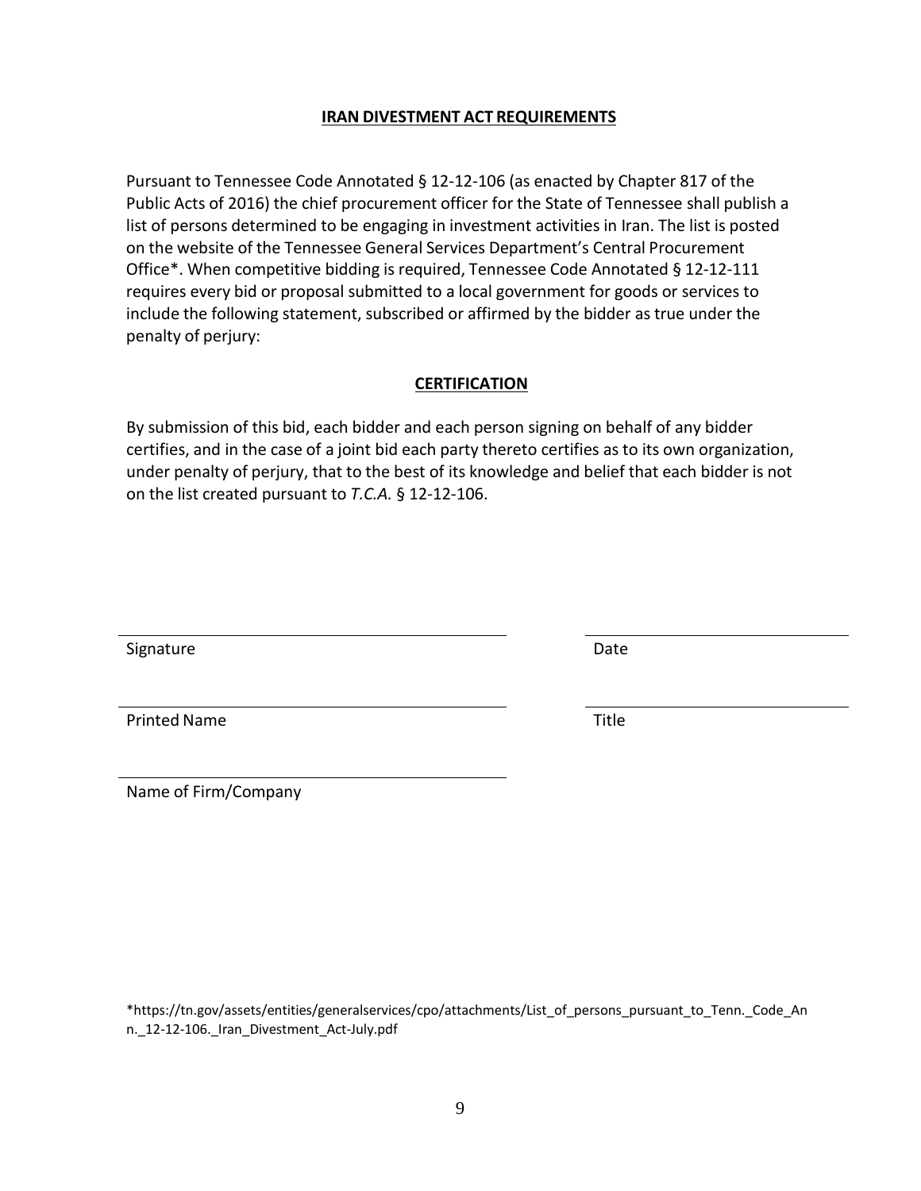## IRAN DIVESTMENT ACT REQUIREMENTS

Pursuant to Tennessee Code Annotated § 12-12-106 (as enacted by Chapter 817 of the Public Acts of 2016) the chief procurement officer for the State of Tennessee shall publish a list of persons determined to be engaging in investment activities in Iran. The list is posted on the website of the Tennessee General Services Department's Central Procurement Office*. When competitive bidding is required, Tennessee Code Annotated § 12-12-111 requires every bid or proposal submitted to a local government for goods or services to include the following statement, subscribed or affirmed by the bidder as true under the penalty of perjury:

## CERTIFICATION

By submission of this bid, each bidder and each person signing on behalf of any bidder certifies, and in the case of a joint bid each party thereto certifies as to its own organization, under penalty of perjury, that to the best of its knowledge and belief that each bidder is not on the list created pursuant to *T.C.A.* § 12-12-106.

\_\_\_\_\_\_\_\_\_\_\_\_\_\_\_\_\_\_\_\_\_\_\_\_\_\_\_\_\_\_\_\_\_\_\_\_\_\_\_\_ \_\_\_\_\_\_\_\_\_\_\_\_\_\_\_\_\_\_\_\_\_\_\_\_\_\_\_
Signature Date

\_\_\_\_\_\_\_\_\_\_\_\_\_\_\_\_\_\_\_\_\_\_\_\_\_\_\_\_\_\_\_\_\_\_\_\_\_\_\_\_ \_\_\_\_\_\_\_\_\_\_\_\_\_\_\_\_\_\_\_\_\_\_\_\_\_\_\_
Printed Name Title

\_\_\_\_\_\_\_\_\_\_\_\_\_\_\_\_\_\_\_\_\_\_\_\_\_\_\_\_\_\_\_\_\_\_\_\_\_\_\_\_
Name of Firm/Company

*https://tn.gov/assets/entities/generalservices/cpo/attachments/List_of_persons_pursuant_to_Tenn._Code_Ann._12-12-106._Iran_Divestment_Act-July.pdf